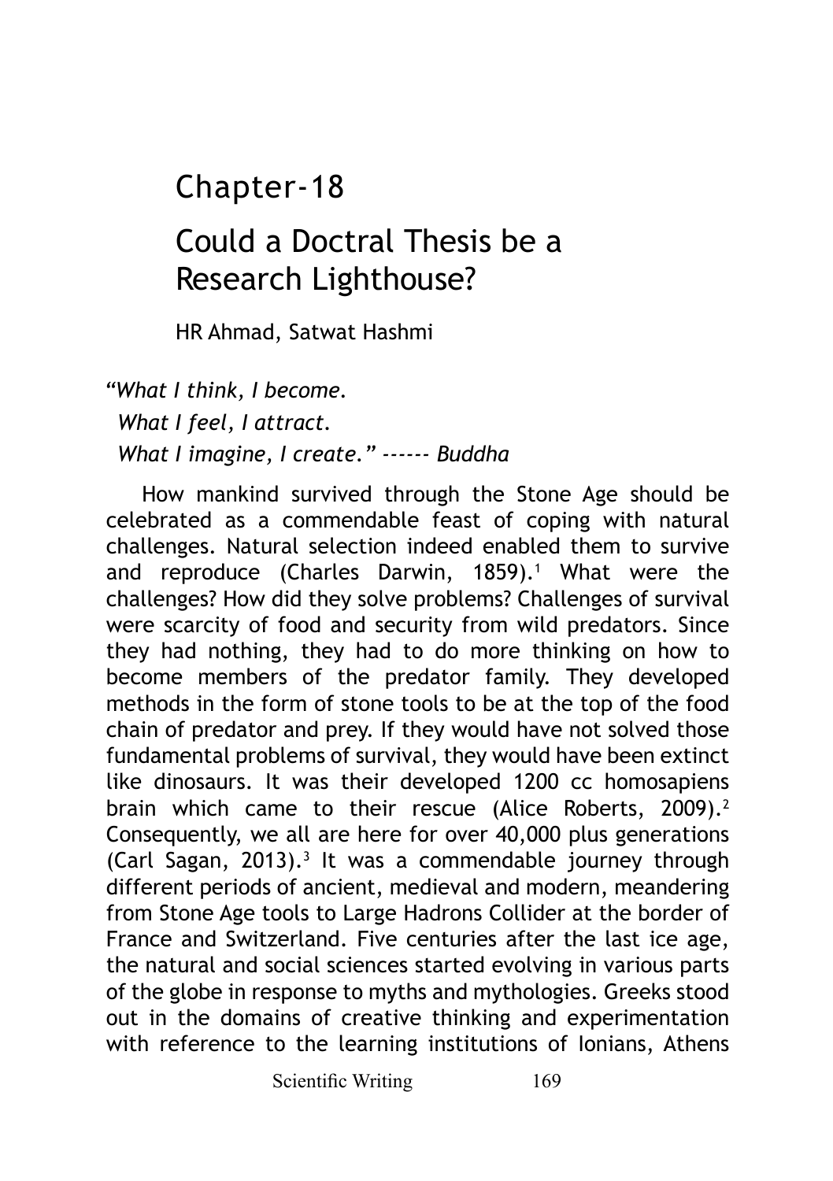# Chapter-18

# Could a Doctral Thesis be a Research Lighthouse?

HR Ahmad, Satwat Hashmi

*"What I think, I become.*
*What I feel, I attract.*
*What I imagine, I create."* ------ *Buddha*

How mankind survived through the Stone Age should be celebrated as a commendable feast of coping with natural challenges. Natural selection indeed enabled them to survive and reproduce (Charles Darwin, 1859).[1] What were the challenges? How did they solve problems? Challenges of survival were scarcity of food and security from wild predators. Since they had nothing, they had to do more thinking on how to become members of the predator family. They developed methods in the form of stone tools to be at the top of the food chain of predator and prey. If they would have not solved those fundamental problems of survival, they would have been extinct like dinosaurs. It was their developed 1200 cc homosapiens brain which came to their rescue (Alice Roberts, 2009).[2] Consequently, we all are here for over 40,000 plus generations (Carl Sagan, 2013).[3] It was a commendable journey through different periods of ancient, medieval and modern, meandering from Stone Age tools to Large Hadrons Collider at the border of France and Switzerland. Five centuries after the last ice age, the natural and social sciences started evolving in various parts of the globe in response to myths and mythologies. Greeks stood out in the domains of creative thinking and experimentation with reference to the learning institutions of Ionians, Athens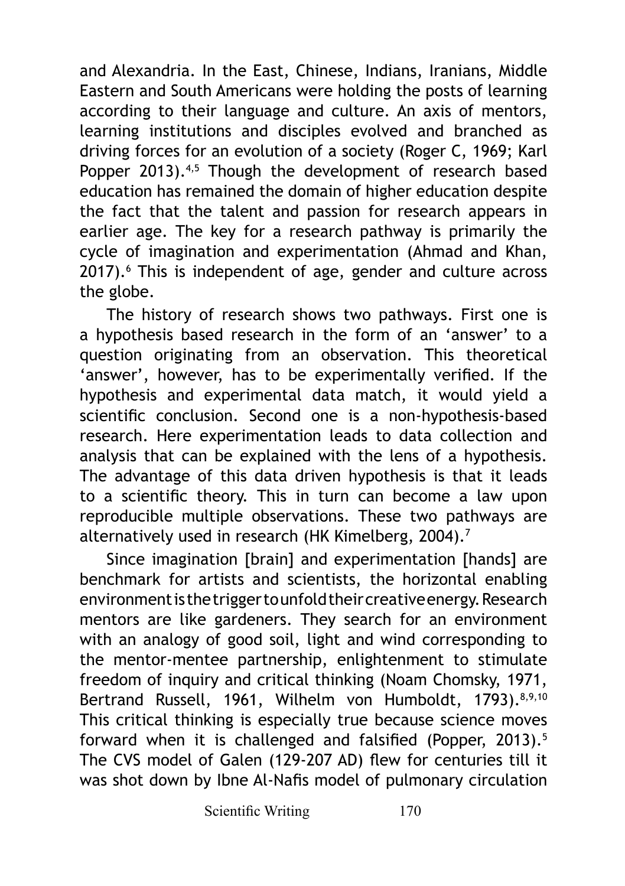and Alexandria. In the East, Chinese, Indians, Iranians, Middle Eastern and South Americans were holding the posts of learning according to their language and culture. An axis of mentors, learning institutions and disciples evolved and branched as driving forces for an evolution of a society (Roger C, 1969; Karl Popper 2013).[4,5] Though the development of research based education has remained the domain of higher education despite the fact that the talent and passion for research appears in earlier age. The key for a research pathway is primarily the cycle of imagination and experimentation (Ahmad and Khan, 2017).[6] This is independent of age, gender and culture across the globe.

The history of research shows two pathways. First one is a hypothesis based research in the form of an 'answer' to a question originating from an observation. This theoretical 'answer', however, has to be experimentally verified. If the hypothesis and experimental data match, it would yield a scientific conclusion. Second one is a non-hypothesis-based research. Here experimentation leads to data collection and analysis that can be explained with the lens of a hypothesis. The advantage of this data driven hypothesis is that it leads to a scientific theory. This in turn can become a law upon reproducible multiple observations. These two pathways are alternatively used in research (HK Kimelberg, 2004).[7]

Since imagination [brain] and experimentation [hands] are benchmark for artists and scientists, the horizontal enabling environment is the trigger to unfold their creative energy. Research mentors are like gardeners. They search for an environment with an analogy of good soil, light and wind corresponding to the mentor-mentee partnership, enlightenment to stimulate freedom of inquiry and critical thinking (Noam Chomsky, 1971, Bertrand Russell, 1961, Wilhelm von Humboldt, 1793).[8,9,10] This critical thinking is especially true because science moves forward when it is challenged and falsified (Popper, 2013).[5] The CVS model of Galen (129-207 AD) flew for centuries till it was shot down by Ibne Al-Nafis model of pulmonary circulation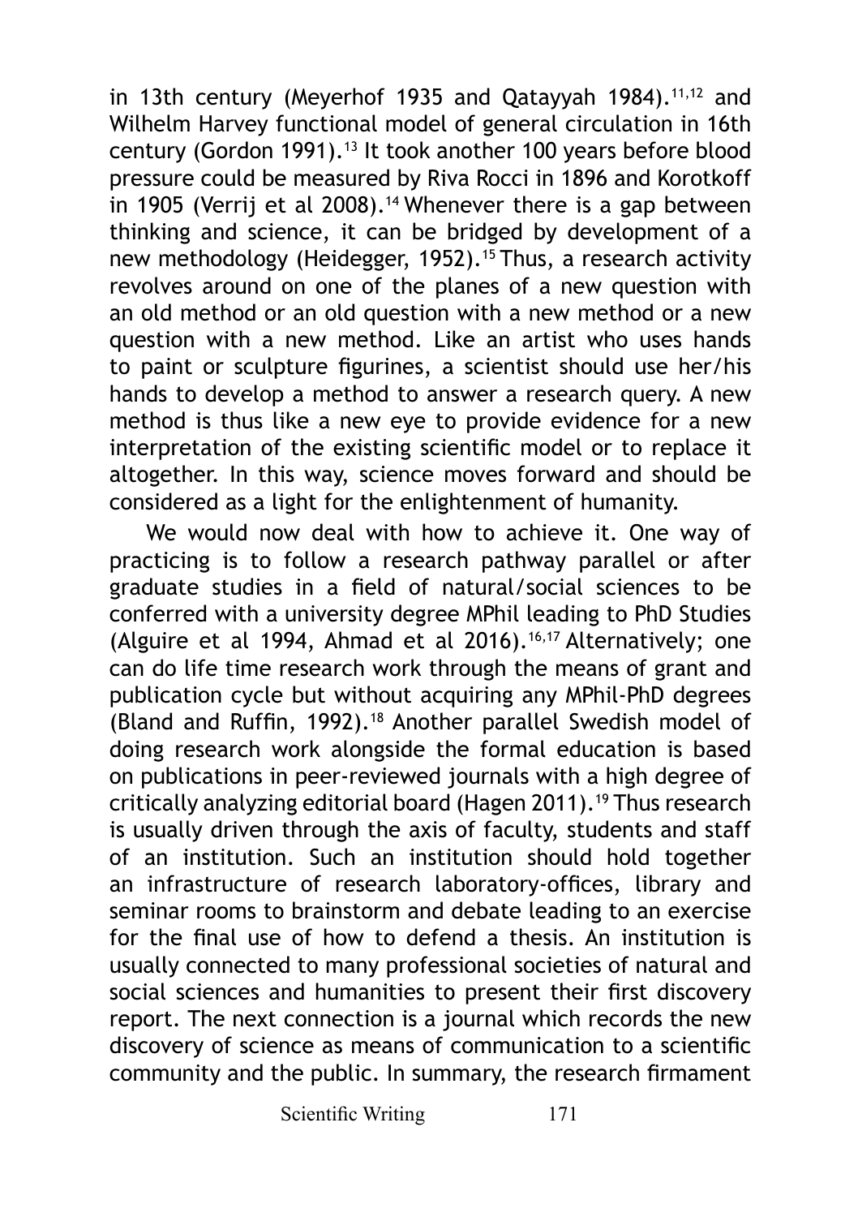in 13th century (Meyerhof 1935 and Qatayyah 1984).[11,12] and Wilhelm Harvey functional model of general circulation in 16th century (Gordon 1991).[13] It took another 100 years before blood pressure could be measured by Riva Rocci in 1896 and Korotkoff in 1905 (Verrij et al 2008).[14] Whenever there is a gap between thinking and science, it can be bridged by development of a new methodology (Heidegger, 1952).[15] Thus, a research activity revolves around on one of the planes of a new question with an old method or an old question with a new method or a new question with a new method. Like an artist who uses hands to paint or sculpture figurines, a scientist should use her/his hands to develop a method to answer a research query. A new method is thus like a new eye to provide evidence for a new interpretation of the existing scientific model or to replace it altogether. In this way, science moves forward and should be considered as a light for the enlightenment of humanity.

We would now deal with how to achieve it. One way of practicing is to follow a research pathway parallel or after graduate studies in a field of natural/social sciences to be conferred with a university degree MPhil leading to PhD Studies (Alguire et al 1994, Ahmad et al 2016).[16,17] Alternatively; one can do life time research work through the means of grant and publication cycle but without acquiring any MPhil-PhD degrees (Bland and Ruffin, 1992).[18] Another parallel Swedish model of doing research work alongside the formal education is based on publications in peer-reviewed journals with a high degree of critically analyzing editorial board (Hagen 2011).[19] Thus research is usually driven through the axis of faculty, students and staff of an institution. Such an institution should hold together an infrastructure of research laboratory-offices, library and seminar rooms to brainstorm and debate leading to an exercise for the final use of how to defend a thesis. An institution is usually connected to many professional societies of natural and social sciences and humanities to present their first discovery report. The next connection is a journal which records the new discovery of science as means of communication to a scientific community and the public. In summary, the research firmament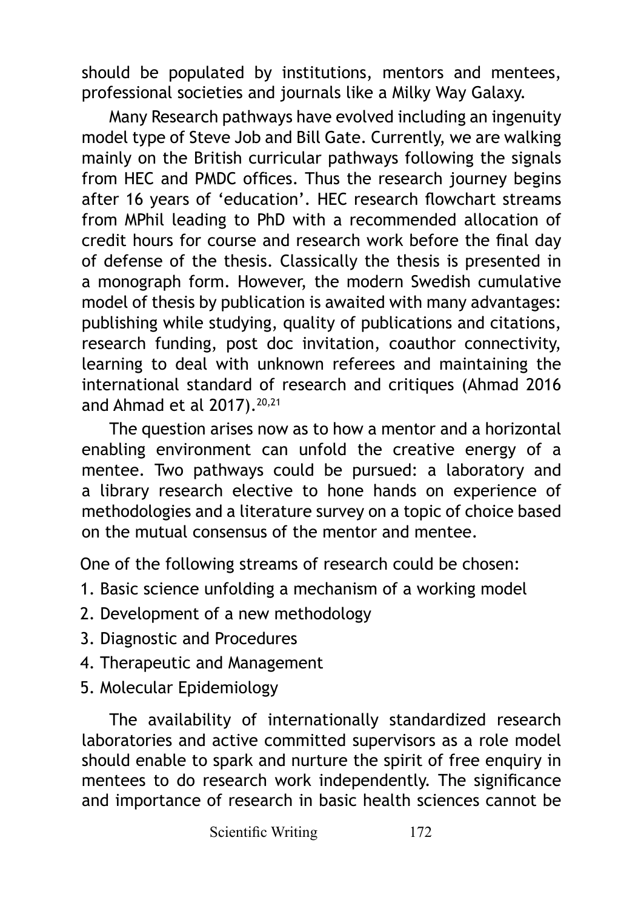should be populated by institutions, mentors and mentees, professional societies and journals like a Milky Way Galaxy.

Many Research pathways have evolved including an ingenuity model type of Steve Job and Bill Gate. Currently, we are walking mainly on the British curricular pathways following the signals from HEC and PMDC offices. Thus the research journey begins after 16 years of 'education'. HEC research flowchart streams from MPhil leading to PhD with a recommended allocation of credit hours for course and research work before the final day of defense of the thesis. Classically the thesis is presented in a monograph form. However, the modern Swedish cumulative model of thesis by publication is awaited with many advantages: publishing while studying, quality of publications and citations, research funding, post doc invitation, coauthor connectivity, learning to deal with unknown referees and maintaining the international standard of research and critiques (Ahmad 2016 and Ahmad et al 2017).[20,21]

The question arises now as to how a mentor and a horizontal enabling environment can unfold the creative energy of a mentee. Two pathways could be pursued: a laboratory and a library research elective to hone hands on experience of methodologies and a literature survey on a topic of choice based on the mutual consensus of the mentor and mentee.

One of the following streams of research could be chosen:

1. Basic science unfolding a mechanism of a working model
2. Development of a new methodology
3. Diagnostic and Procedures
4. Therapeutic and Management
5. Molecular Epidemiology

The availability of internationally standardized research laboratories and active committed supervisors as a role model should enable to spark and nurture the spirit of free enquiry in mentees to do research work independently. The significance and importance of research in basic health sciences cannot be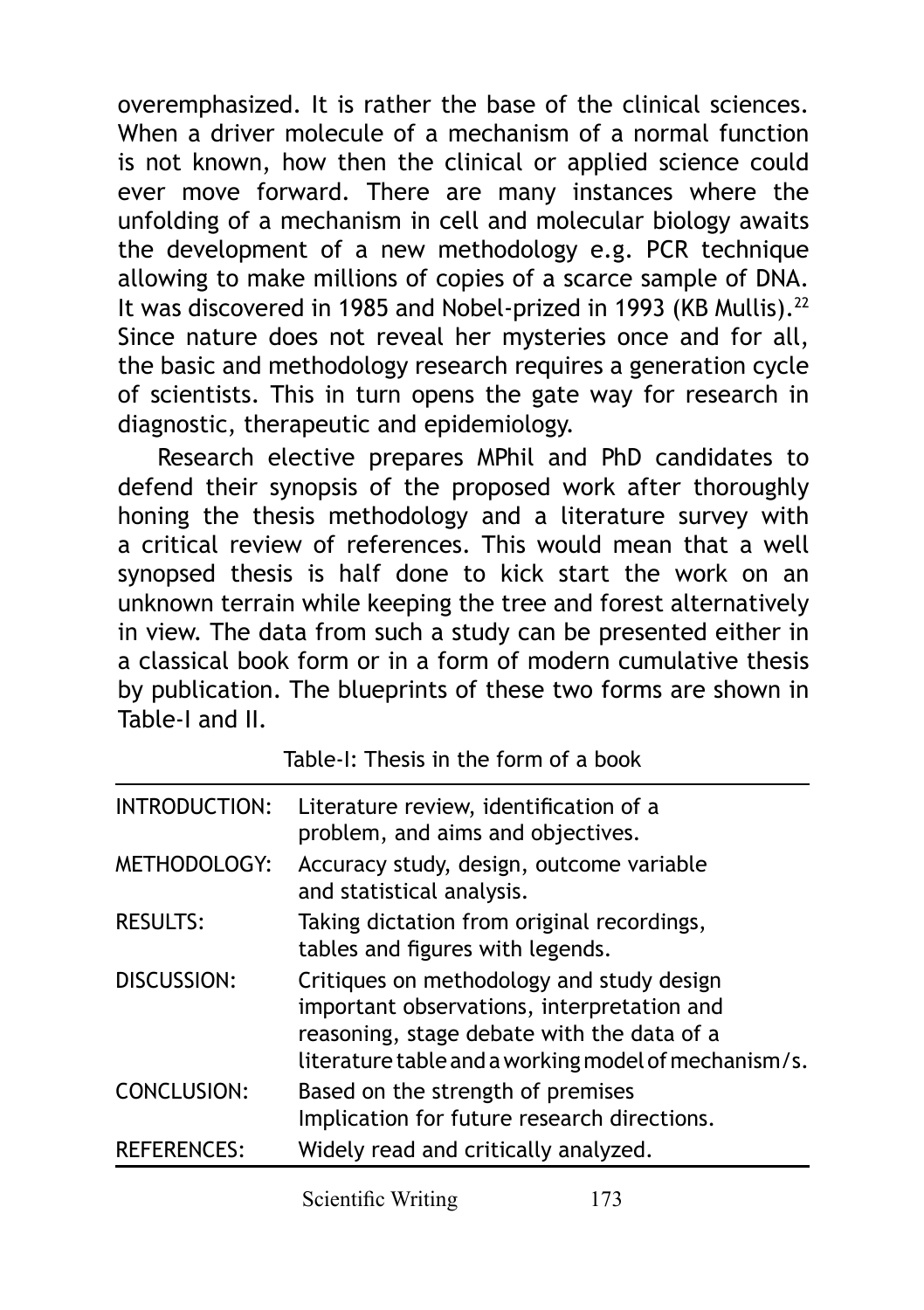overemphasized. It is rather the base of the clinical sciences. When a driver molecule of a mechanism of a normal function is not known, how then the clinical or applied science could ever move forward. There are many instances where the unfolding of a mechanism in cell and molecular biology awaits the development of a new methodology e.g. PCR technique allowing to make millions of copies of a scarce sample of DNA. It was discovered in 1985 and Nobel-prized in 1993 (KB Mullis).[22] Since nature does not reveal her mysteries once and for all, the basic and methodology research requires a generation cycle of scientists. This in turn opens the gate way for research in diagnostic, therapeutic and epidemiology.

Research elective prepares MPhil and PhD candidates to defend their synopsis of the proposed work after thoroughly honing the thesis methodology and a literature survey with a critical review of references. This would mean that a well synopsed thesis is half done to kick start the work on an unknown terrain while keeping the tree and forest alternatively in view. The data from such a study can be presented either in a classical book form or in a form of modern cumulative thesis by publication. The blueprints of these two forms are shown in Table-I and II.

Table-I: Thesis in the form of a book

| | |
|---|---|
| INTRODUCTION: | Literature review, identification of a problem, and aims and objectives. |
| METHODOLOGY: | Accuracy study, design, outcome variable and statistical analysis. |
| RESULTS: | Taking dictation from original recordings, tables and figures with legends. |
| DISCUSSION: | Critiques on methodology and study design important observations, interpretation and reasoning, stage debate with the data of a literature table and a working model of mechanism/s. |
| CONCLUSION: | Based on the strength of premises Implication for future research directions. |
| REFERENCES: | Widely read and critically analyzed. |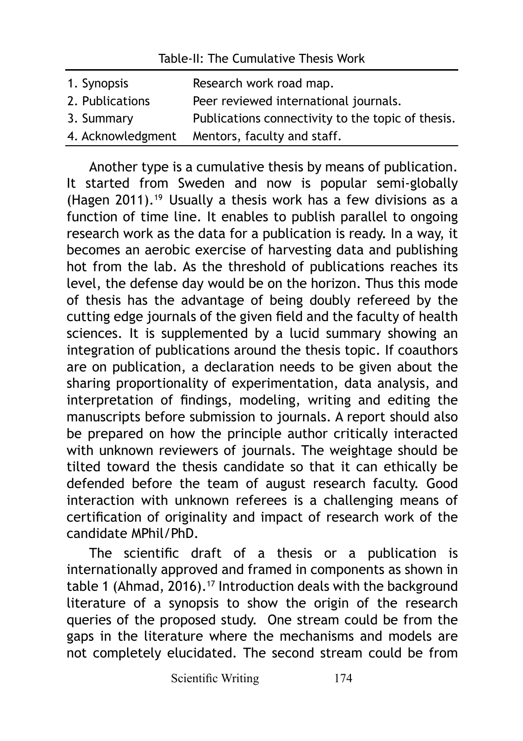Table-II: The Cumulative Thesis Work

| | |
|---|---|
| 1. Synopsis | Research work road map. |
| 2. Publications | Peer reviewed international journals. |
| 3. Summary | Publications connectivity to the topic of thesis. |
| 4. Acknowledgment | Mentors, faculty and staff. |

Another type is a cumulative thesis by means of publication. It started from Sweden and now is popular semi-globally (Hagen 2011).[19] Usually a thesis work has a few divisions as a function of time line. It enables to publish parallel to ongoing research work as the data for a publication is ready. In a way, it becomes an aerobic exercise of harvesting data and publishing hot from the lab. As the threshold of publications reaches its level, the defense day would be on the horizon. Thus this mode of thesis has the advantage of being doubly refereed by the cutting edge journals of the given field and the faculty of health sciences. It is supplemented by a lucid summary showing an integration of publications around the thesis topic. If coauthors are on publication, a declaration needs to be given about the sharing proportionality of experimentation, data analysis, and interpretation of findings, modeling, writing and editing the manuscripts before submission to journals. A report should also be prepared on how the principle author critically interacted with unknown reviewers of journals. The weightage should be tilted toward the thesis candidate so that it can ethically be defended before the team of august research faculty. Good interaction with unknown referees is a challenging means of certification of originality and impact of research work of the candidate MPhil/PhD.

The scientific draft of a thesis or a publication is internationally approved and framed in components as shown in table 1 (Ahmad, 2016).[17] Introduction deals with the background literature of a synopsis to show the origin of the research queries of the proposed study. One stream could be from the gaps in the literature where the mechanisms and models are not completely elucidated. The second stream could be from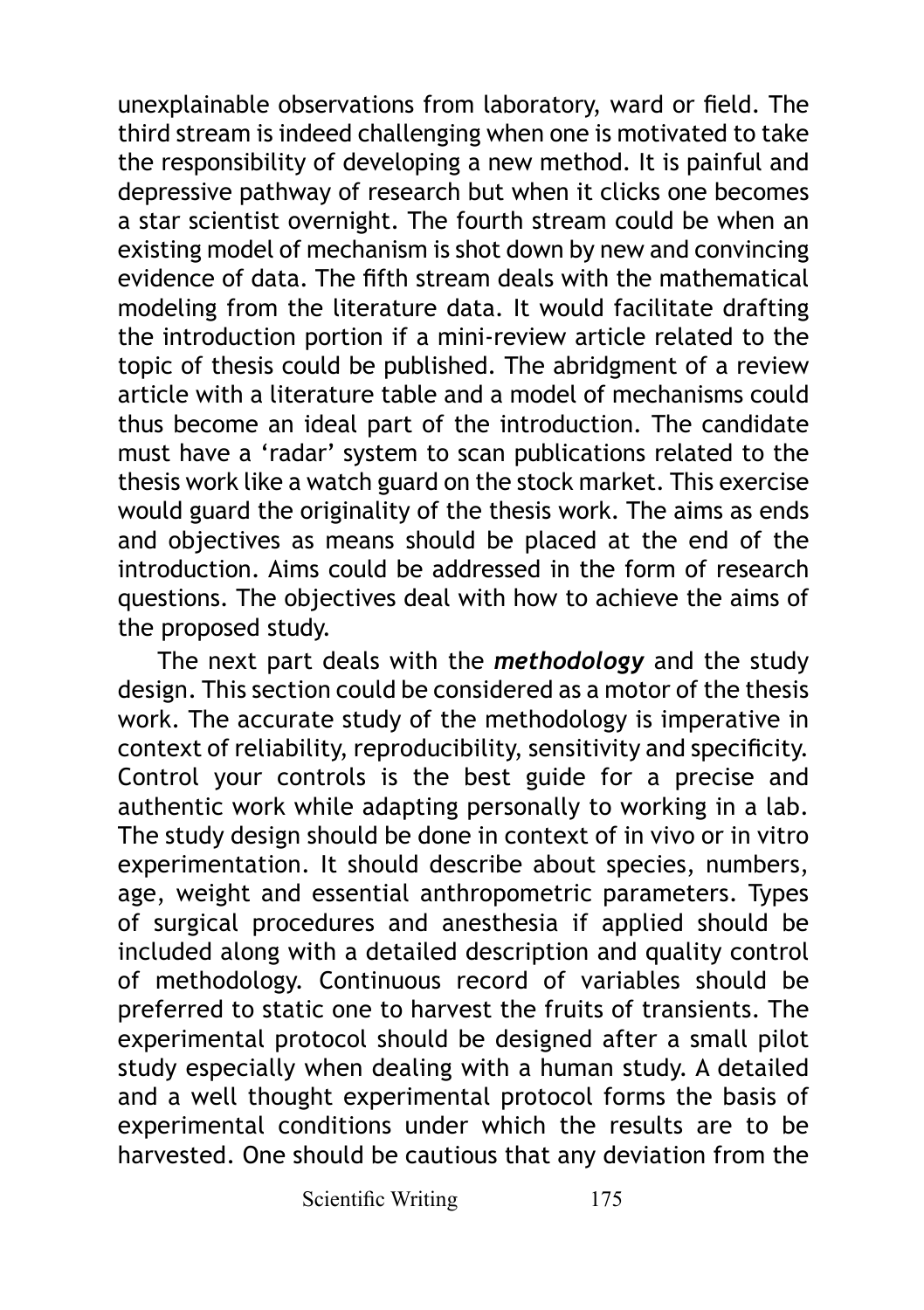unexplainable observations from laboratory, ward or field. The third stream is indeed challenging when one is motivated to take the responsibility of developing a new method. It is painful and depressive pathway of research but when it clicks one becomes a star scientist overnight. The fourth stream could be when an existing model of mechanism is shot down by new and convincing evidence of data. The fifth stream deals with the mathematical modeling from the literature data. It would facilitate drafting the introduction portion if a mini-review article related to the topic of thesis could be published. The abridgment of a review article with a literature table and a model of mechanisms could thus become an ideal part of the introduction. The candidate must have a 'radar' system to scan publications related to the thesis work like a watch guard on the stock market. This exercise would guard the originality of the thesis work. The aims as ends and objectives as means should be placed at the end of the introduction. Aims could be addressed in the form of research questions. The objectives deal with how to achieve the aims of the proposed study.

The next part deals with the ***methodology*** and the study design. This section could be considered as a motor of the thesis work. The accurate study of the methodology is imperative in context of reliability, reproducibility, sensitivity and specificity. Control your controls is the best guide for a precise and authentic work while adapting personally to working in a lab. The study design should be done in context of in vivo or in vitro experimentation. It should describe about species, numbers, age, weight and essential anthropometric parameters. Types of surgical procedures and anesthesia if applied should be included along with a detailed description and quality control of methodology. Continuous record of variables should be preferred to static one to harvest the fruits of transients. The experimental protocol should be designed after a small pilot study especially when dealing with a human study. A detailed and a well thought experimental protocol forms the basis of experimental conditions under which the results are to be harvested. One should be cautious that any deviation from the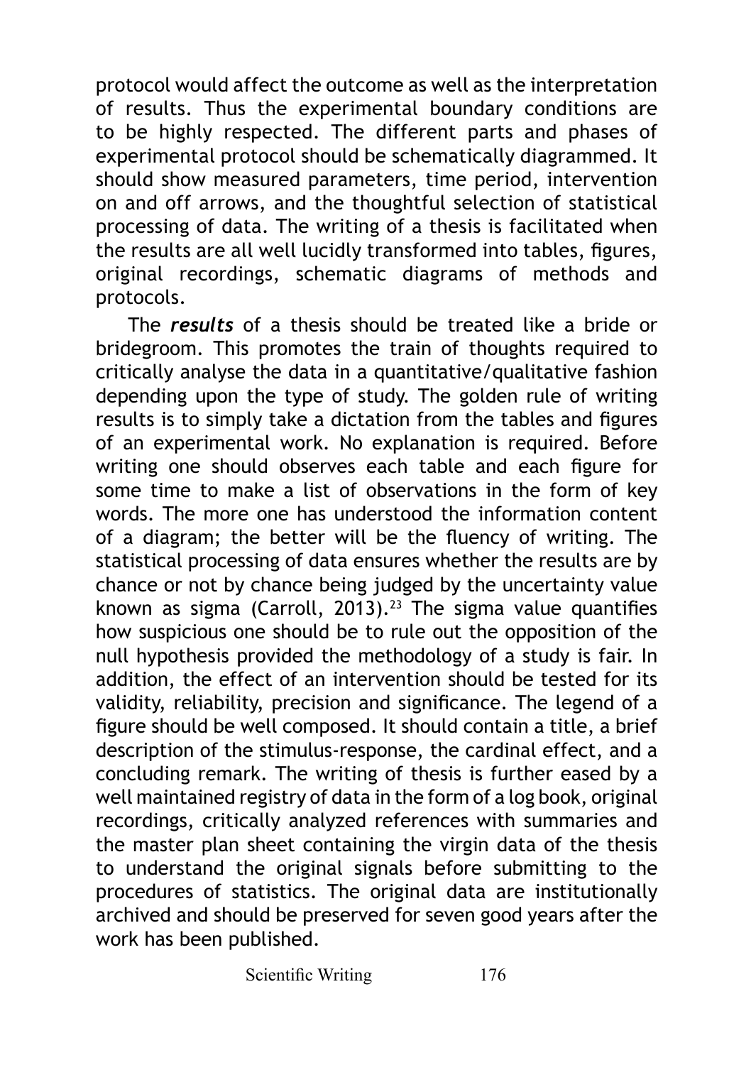protocol would affect the outcome as well as the interpretation of results. Thus the experimental boundary conditions are to be highly respected. The different parts and phases of experimental protocol should be schematically diagrammed. It should show measured parameters, time period, intervention on and off arrows, and the thoughtful selection of statistical processing of data. The writing of a thesis is facilitated when the results are all well lucidly transformed into tables, figures, original recordings, schematic diagrams of methods and protocols.

The ***results*** of a thesis should be treated like a bride or bridegroom. This promotes the train of thoughts required to critically analyse the data in a quantitative/qualitative fashion depending upon the type of study. The golden rule of writing results is to simply take a dictation from the tables and figures of an experimental work. No explanation is required. Before writing one should observes each table and each figure for some time to make a list of observations in the form of key words. The more one has understood the information content of a diagram; the better will be the fluency of writing. The statistical processing of data ensures whether the results are by chance or not by chance being judged by the uncertainty value known as sigma (Carroll, 2013).[23] The sigma value quantifies how suspicious one should be to rule out the opposition of the null hypothesis provided the methodology of a study is fair. In addition, the effect of an intervention should be tested for its validity, reliability, precision and significance. The legend of a figure should be well composed. It should contain a title, a brief description of the stimulus-response, the cardinal effect, and a concluding remark. The writing of thesis is further eased by a well maintained registry of data in the form of a log book, original recordings, critically analyzed references with summaries and the master plan sheet containing the virgin data of the thesis to understand the original signals before submitting to the procedures of statistics. The original data are institutionally archived and should be preserved for seven good years after the work has been published.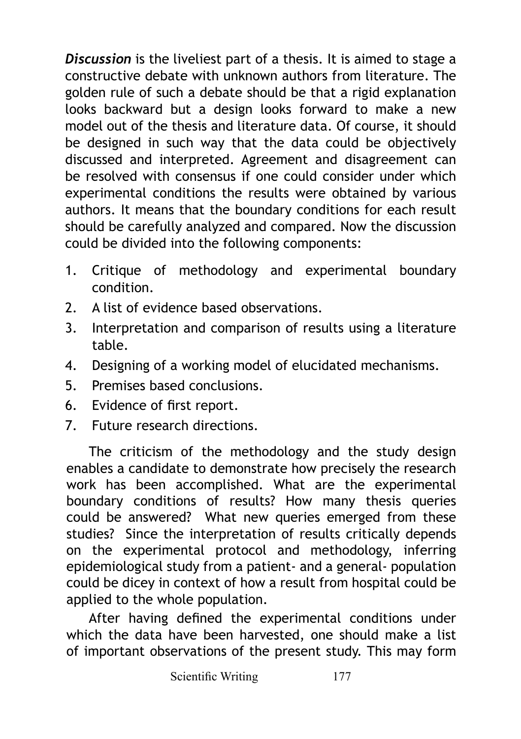***Discussion*** is the liveliest part of a thesis. It is aimed to stage a constructive debate with unknown authors from literature. The golden rule of such a debate should be that a rigid explanation looks backward but a design looks forward to make a new model out of the thesis and literature data. Of course, it should be designed in such way that the data could be objectively discussed and interpreted. Agreement and disagreement can be resolved with consensus if one could consider under which experimental conditions the results were obtained by various authors. It means that the boundary conditions for each result should be carefully analyzed and compared. Now the discussion could be divided into the following components:

1. Critique of methodology and experimental boundary condition.
2. A list of evidence based observations.
3. Interpretation and comparison of results using a literature table.
4. Designing of a working model of elucidated mechanisms.
5. Premises based conclusions.
6. Evidence of first report.
7. Future research directions.

The criticism of the methodology and the study design enables a candidate to demonstrate how precisely the research work has been accomplished. What are the experimental boundary conditions of results? How many thesis queries could be answered? What new queries emerged from these studies? Since the interpretation of results critically depends on the experimental protocol and methodology, inferring epidemiological study from a patient- and a general- population could be dicey in context of how a result from hospital could be applied to the whole population.

After having defined the experimental conditions under which the data have been harvested, one should make a list of important observations of the present study. This may form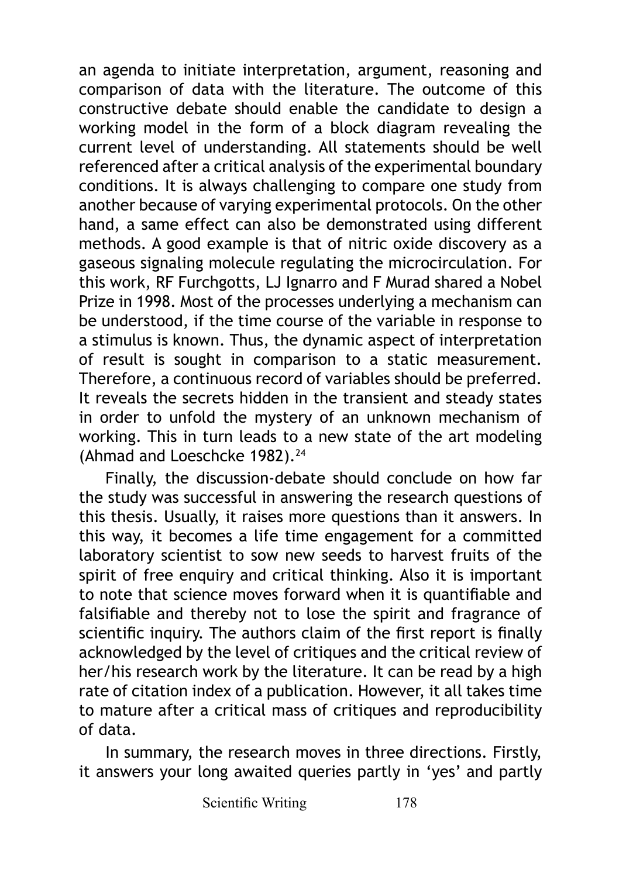an agenda to initiate interpretation, argument, reasoning and comparison of data with the literature. The outcome of this constructive debate should enable the candidate to design a working model in the form of a block diagram revealing the current level of understanding. All statements should be well referenced after a critical analysis of the experimental boundary conditions. It is always challenging to compare one study from another because of varying experimental protocols. On the other hand, a same effect can also be demonstrated using different methods. A good example is that of nitric oxide discovery as a gaseous signaling molecule regulating the microcirculation. For this work, RF Furchgotts, LJ Ignarro and F Murad shared a Nobel Prize in 1998. Most of the processes underlying a mechanism can be understood, if the time course of the variable in response to a stimulus is known. Thus, the dynamic aspect of interpretation of result is sought in comparison to a static measurement. Therefore, a continuous record of variables should be preferred. It reveals the secrets hidden in the transient and steady states in order to unfold the mystery of an unknown mechanism of working. This in turn leads to a new state of the art modeling (Ahmad and Loeschcke 1982).[24]

Finally, the discussion-debate should conclude on how far the study was successful in answering the research questions of this thesis. Usually, it raises more questions than it answers. In this way, it becomes a life time engagement for a committed laboratory scientist to sow new seeds to harvest fruits of the spirit of free enquiry and critical thinking. Also it is important to note that science moves forward when it is quantifiable and falsifiable and thereby not to lose the spirit and fragrance of scientific inquiry. The authors claim of the first report is finally acknowledged by the level of critiques and the critical review of her/his research work by the literature. It can be read by a high rate of citation index of a publication. However, it all takes time to mature after a critical mass of critiques and reproducibility of data.

In summary, the research moves in three directions. Firstly, it answers your long awaited queries partly in 'yes' and partly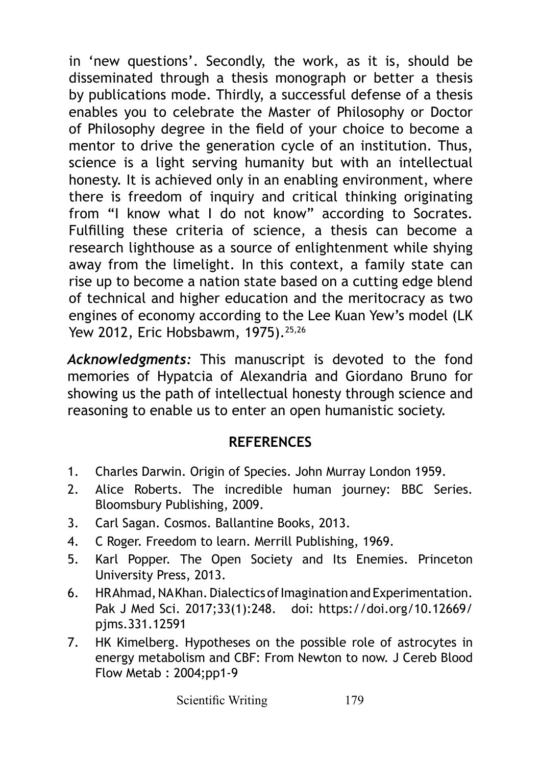in 'new questions'. Secondly, the work, as it is, should be disseminated through a thesis monograph or better a thesis by publications mode. Thirdly, a successful defense of a thesis enables you to celebrate the Master of Philosophy or Doctor of Philosophy degree in the field of your choice to become a mentor to drive the generation cycle of an institution. Thus, science is a light serving humanity but with an intellectual honesty. It is achieved only in an enabling environment, where there is freedom of inquiry and critical thinking originating from "I know what I do not know" according to Socrates. Fulfilling these criteria of science, a thesis can become a research lighthouse as a source of enlightenment while shying away from the limelight. In this context, a family state can rise up to become a nation state based on a cutting edge blend of technical and higher education and the meritocracy as two engines of economy according to the Lee Kuan Yew's model (LK Yew 2012, Eric Hobsbawm, 1975).[25,26]

***Acknowledgments:*** This manuscript is devoted to the fond memories of Hypatcia of Alexandria and Giordano Bruno for showing us the path of intellectual honesty through science and reasoning to enable us to enter an open humanistic society.

## REFERENCES

1. Charles Darwin. Origin of Species. John Murray London 1959.
2. Alice Roberts. The incredible human journey: BBC Series. Bloomsbury Publishing, 2009.
3. Carl Sagan. Cosmos. Ballantine Books, 2013.
4. C Roger. Freedom to learn. Merrill Publishing, 1969.
5. Karl Popper. The Open Society and Its Enemies. Princeton University Press, 2013.
6. HR Ahmad, NA Khan. Dialectics of Imagination and Experimentation. Pak J Med Sci. 2017;33(1):248. doi: https://doi.org/10.12669/pjms.331.12591
7. HK Kimelberg. Hypotheses on the possible role of astrocytes in energy metabolism and CBF: From Newton to now. J Cereb Blood Flow Metab : 2004;pp1-9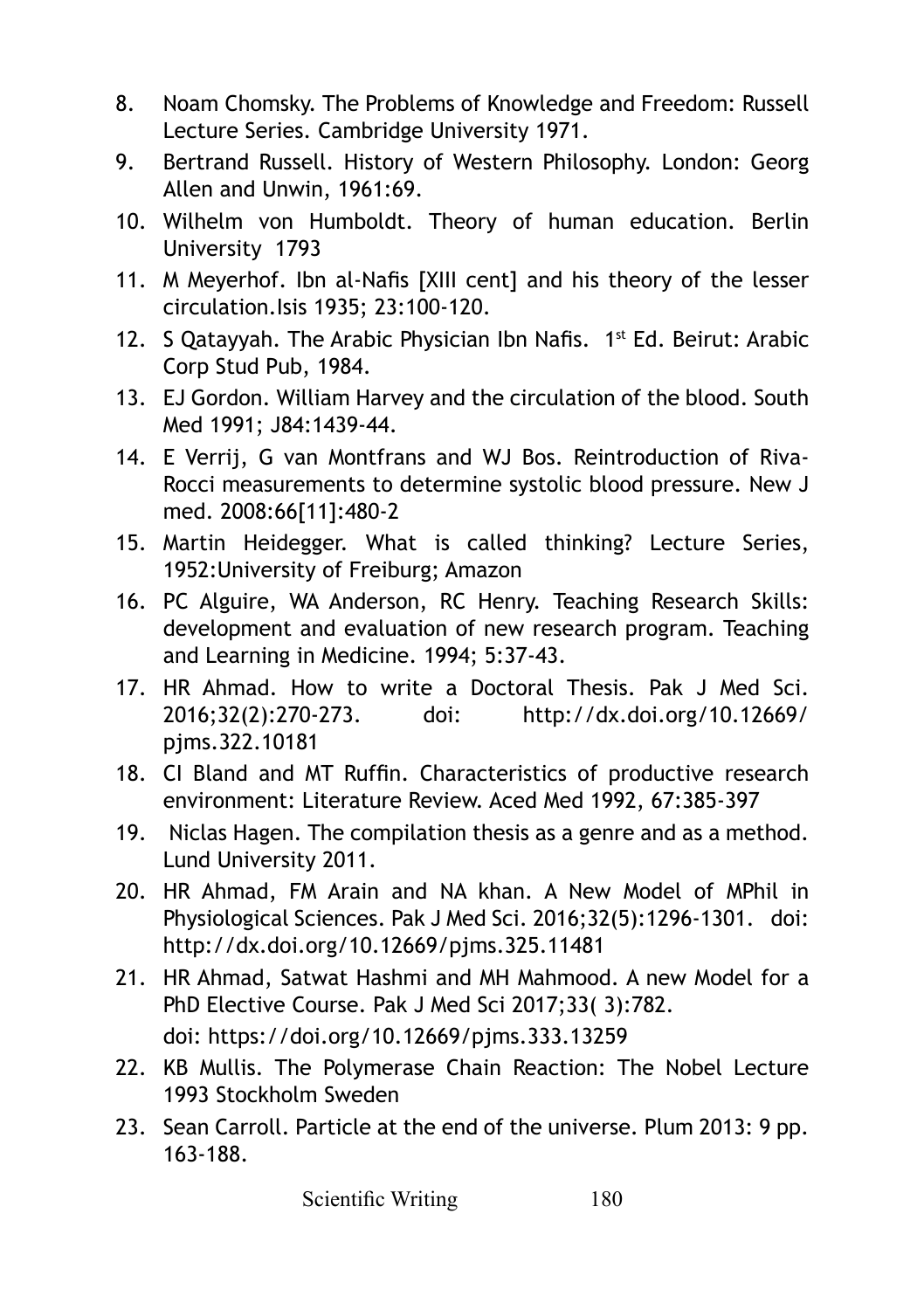8. Noam Chomsky. The Problems of Knowledge and Freedom: Russell Lecture Series. Cambridge University 1971.
9. Bertrand Russell. History of Western Philosophy. London: Georg Allen and Unwin, 1961:69.
10. Wilhelm von Humboldt. Theory of human education. Berlin University 1793
11. M Meyerhof. Ibn al-Nafis [XIII cent] and his theory of the lesser circulation.Isis 1935; 23:100-120.
12. S Qatayyah. The Arabic Physician Ibn Nafis. 1st Ed. Beirut: Arabic Corp Stud Pub, 1984.
13. EJ Gordon. William Harvey and the circulation of the blood. South Med 1991; J84:1439-44.
14. E Verrij, G van Montfrans and WJ Bos. Reintroduction of Riva-Rocci measurements to determine systolic blood pressure. New J med. 2008:66[11]:480-2
15. Martin Heidegger. What is called thinking? Lecture Series, 1952:University of Freiburg; Amazon
16. PC Alguire, WA Anderson, RC Henry. Teaching Research Skills: development and evaluation of new research program. Teaching and Learning in Medicine. 1994; 5:37-43.
17. HR Ahmad. How to write a Doctoral Thesis. Pak J Med Sci. 2016;32(2):270-273. doi: http://dx.doi.org/10.12669/pjms.322.10181
18. CI Bland and MT Ruffin. Characteristics of productive research environment: Literature Review. Aced Med 1992, 67:385-397
19. Niclas Hagen. The compilation thesis as a genre and as a method. Lund University 2011.
20. HR Ahmad, FM Arain and NA khan. A New Model of MPhil in Physiological Sciences. Pak J Med Sci. 2016;32(5):1296-1301. doi: http://dx.doi.org/10.12669/pjms.325.11481
21. HR Ahmad, Satwat Hashmi and MH Mahmood. A new Model for a PhD Elective Course. Pak J Med Sci 2017;33( 3):782. doi: https://doi.org/10.12669/pjms.333.13259
22. KB Mullis. The Polymerase Chain Reaction: The Nobel Lecture 1993 Stockholm Sweden
23. Sean Carroll. Particle at the end of the universe. Plum 2013: 9 pp. 163-188.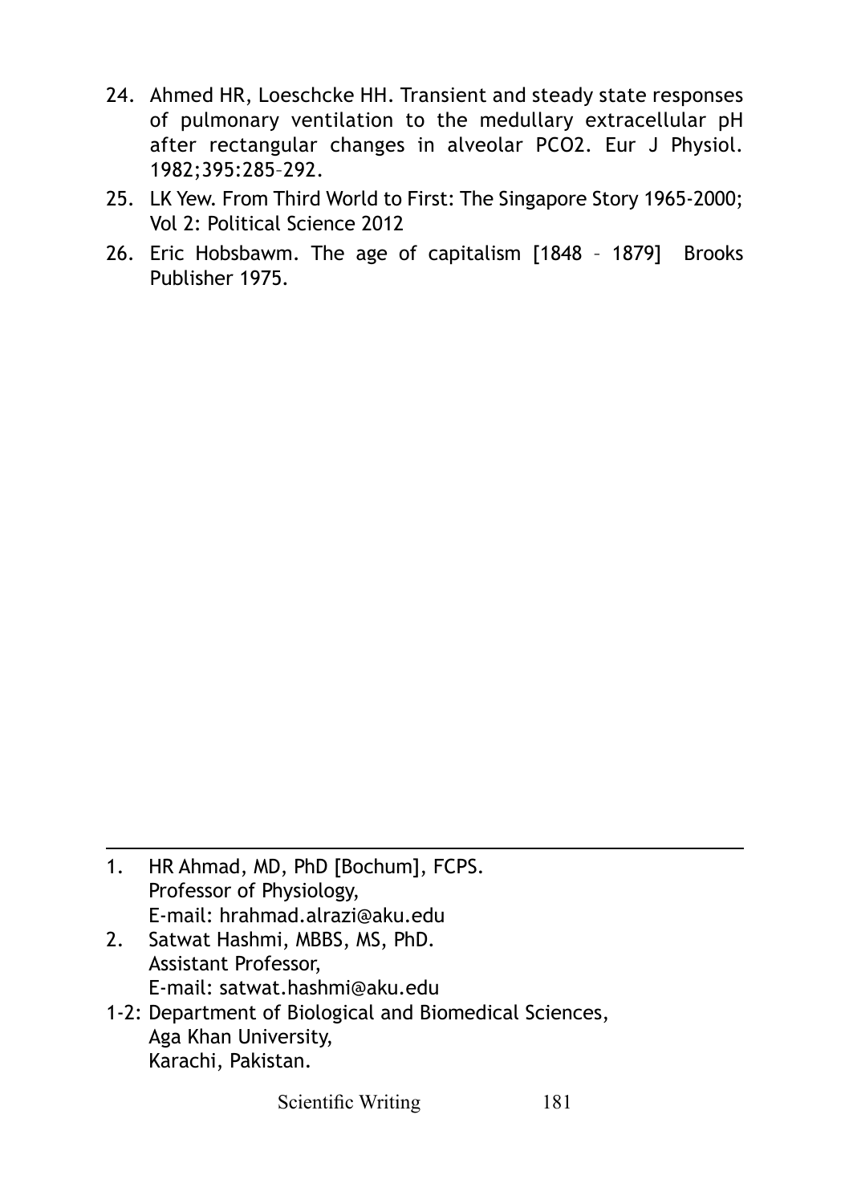24. Ahmed HR, Loeschcke HH. Transient and steady state responses of pulmonary ventilation to the medullary extracellular pH after rectangular changes in alveolar $PCO_2$. Eur J Physiol. 1982;395:285–292.
25. LK Yew. From Third World to First: The Singapore Story 1965-2000; Vol 2: Political Science 2012
26. Eric Hobsbawm. The age of capitalism [1848 – 1879] Brooks Publisher 1975.

---

1. HR Ahmad, MD, PhD [Bochum], FCPS.
   Professor of Physiology,
   E-mail: hrahmad.alrazi@aku.edu
2. Satwat Hashmi, MBBS, MS, PhD.
   Assistant Professor,
   E-mail: satwat.hashmi@aku.edu

1-2: Department of Biological and Biomedical Sciences,
Aga Khan University,
Karachi, Pakistan.